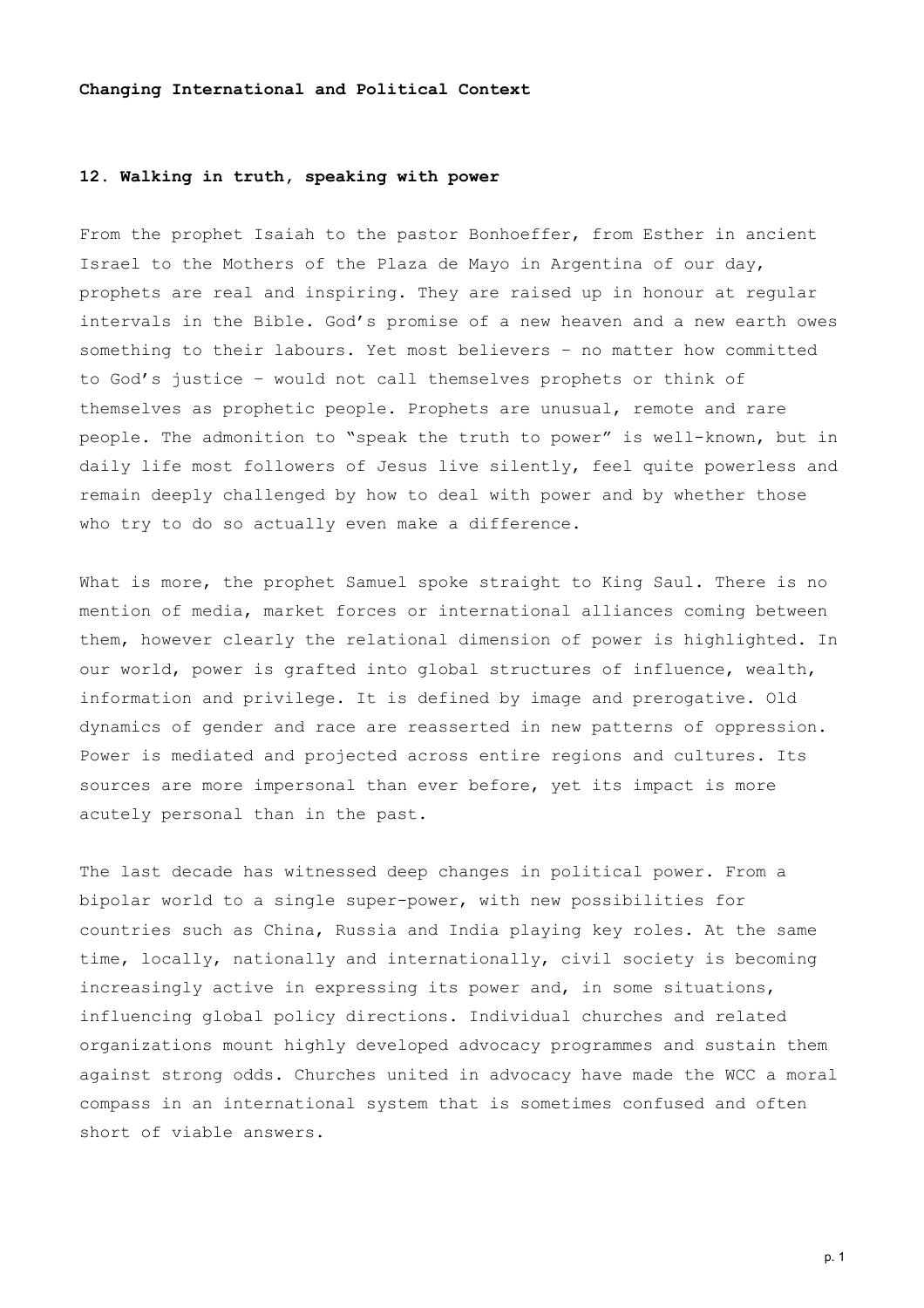**Changing International and Political Context**

## 12. Walking in truth, speaking with power

From the prophet Isaiah to the pastor Bonhoeffer, from Esther in ancient Israel to the Mothers of the Plaza de Mayo in Argentina of our day, prophets are real and inspiring. They are raised up in honour at regular intervals in the Bible. God's promise of a new heaven and a new earth owes something to their labours. Yet most believers – no matter how committed to God's justice – would not call themselves prophets or think of themselves as prophetic people. Prophets are unusual, remote and rare people. The admonition to "speak the truth to power" is well-known, but in daily life most followers of Jesus live silently, feel quite powerless and remain deeply challenged by how to deal with power and by whether those who try to do so actually even make a difference.

What is more, the prophet Samuel spoke straight to King Saul. There is no mention of media, market forces or international alliances coming between them, however clearly the relational dimension of power is highlighted. In our world, power is grafted into global structures of influence, wealth, information and privilege. It is defined by image and prerogative. Old dynamics of gender and race are reasserted in new patterns of oppression. Power is mediated and projected across entire regions and cultures. Its sources are more impersonal than ever before, yet its impact is more acutely personal than in the past.

The last decade has witnessed deep changes in political power. From a bipolar world to a single super-power, with new possibilities for countries such as China, Russia and India playing key roles. At the same time, locally, nationally and internationally, civil society is becoming increasingly active in expressing its power and, in some situations, influencing global policy directions. Individual churches and related organizations mount highly developed advocacy programmes and sustain them against strong odds. Churches united in advocacy have made the WCC a moral compass in an international system that is sometimes confused and often short of viable answers.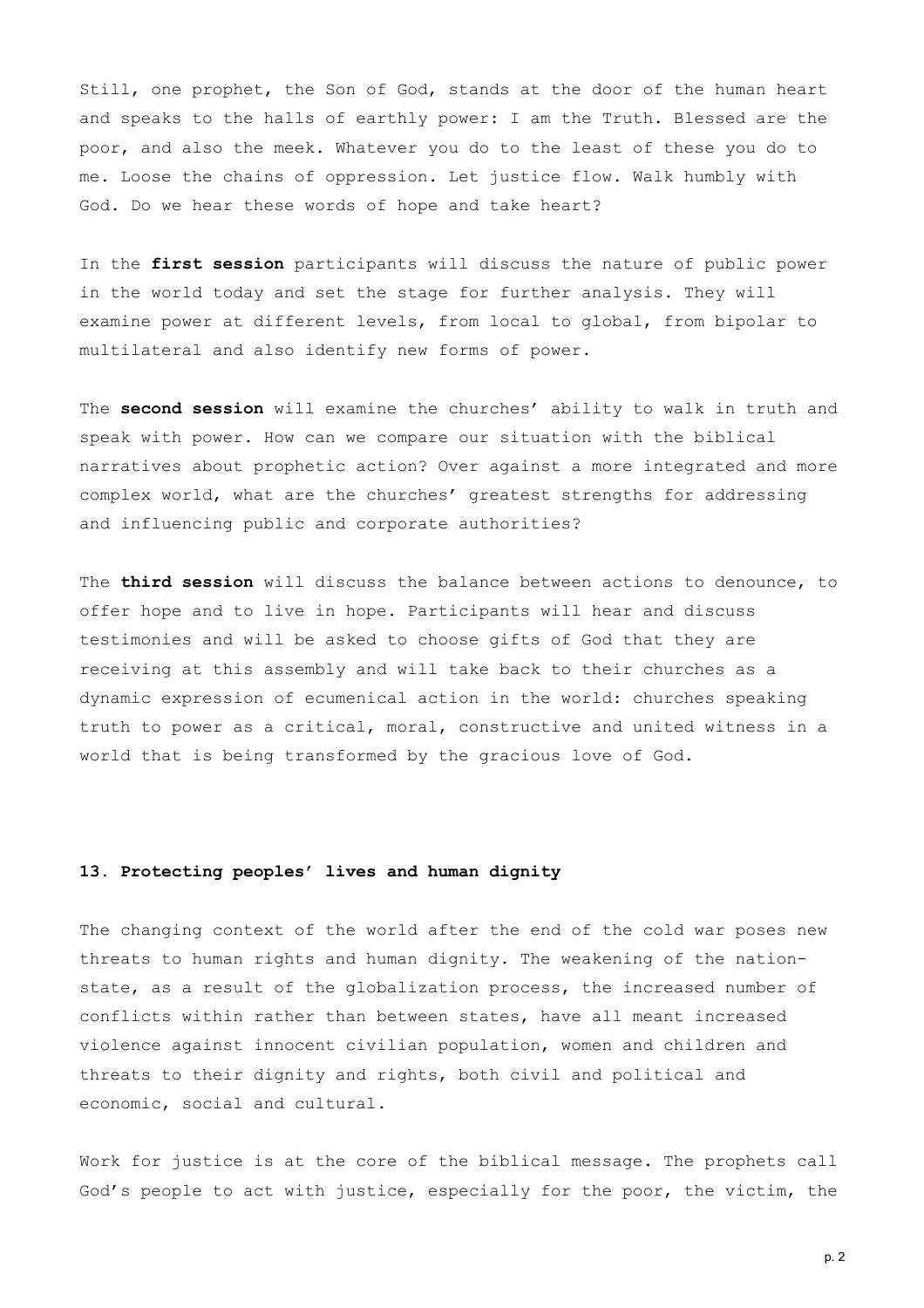Still, one prophet, the Son of God, stands at the door of the human heart and speaks to the halls of earthly power: I am the Truth. Blessed are the poor, and also the meek. Whatever you do to the least of these you do to me. Loose the chains of oppression. Let justice flow. Walk humbly with God. Do we hear these words of hope and take heart?

In the **first session** participants will discuss the nature of public power in the world today and set the stage for further analysis. They will examine power at different levels, from local to global, from bipolar to multilateral and also identify new forms of power.

The **second session** will examine the churches' ability to walk in truth and speak with power. How can we compare our situation with the biblical narratives about prophetic action? Over against a more integrated and more complex world, what are the churches' greatest strengths for addressing and influencing public and corporate authorities?

The **third session** will discuss the balance between actions to denounce, to offer hope and to live in hope. Participants will hear and discuss testimonies and will be asked to choose gifts of God that they are receiving at this assembly and will take back to their churches as a dynamic expression of ecumenical action in the world: churches speaking truth to power as a critical, moral, constructive and united witness in a world that is being transformed by the gracious love of God.

### 13. Protecting peoples' lives and human dignity

The changing context of the world after the end of the cold war poses new threats to human rights and human dignity. The weakening of the nation-state, as a result of the globalization process, the increased number of conflicts within rather than between states, have all meant increased violence against innocent civilian population, women and children and threats to their dignity and rights, both civil and political and economic, social and cultural.

Work for justice is at the core of the biblical message. The prophets call God's people to act with justice, especially for the poor, the victim, the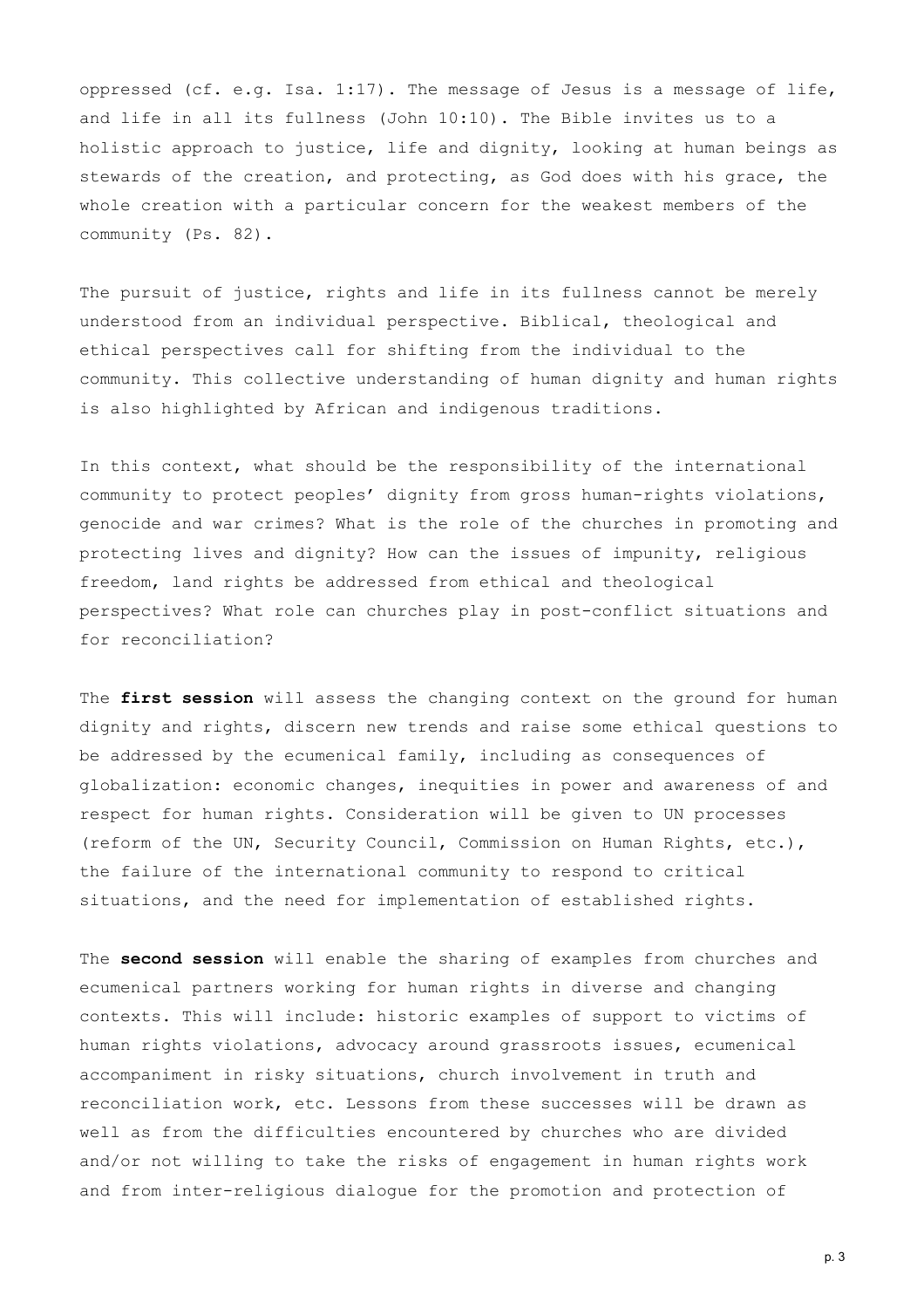oppressed (cf. e.g. Isa. 1:17). The message of Jesus is a message of life, and life in all its fullness (John 10:10). The Bible invites us to a holistic approach to justice, life and dignity, looking at human beings as stewards of the creation, and protecting, as God does with his grace, the whole creation with a particular concern for the weakest members of the community (Ps. 82).

The pursuit of justice, rights and life in its fullness cannot be merely understood from an individual perspective. Biblical, theological and ethical perspectives call for shifting from the individual to the community. This collective understanding of human dignity and human rights is also highlighted by African and indigenous traditions.

In this context, what should be the responsibility of the international community to protect peoples' dignity from gross human-rights violations, genocide and war crimes? What is the role of the churches in promoting and protecting lives and dignity? How can the issues of impunity, religious freedom, land rights be addressed from ethical and theological perspectives? What role can churches play in post-conflict situations and for reconciliation?

The **first session** will assess the changing context on the ground for human dignity and rights, discern new trends and raise some ethical questions to be addressed by the ecumenical family, including as consequences of globalization: economic changes, inequities in power and awareness of and respect for human rights. Consideration will be given to UN processes (reform of the UN, Security Council, Commission on Human Rights, etc.), the failure of the international community to respond to critical situations, and the need for implementation of established rights.

The **second session** will enable the sharing of examples from churches and ecumenical partners working for human rights in diverse and changing contexts. This will include: historic examples of support to victims of human rights violations, advocacy around grassroots issues, ecumenical accompaniment in risky situations, church involvement in truth and reconciliation work, etc. Lessons from these successes will be drawn as well as from the difficulties encountered by churches who are divided and/or not willing to take the risks of engagement in human rights work and from inter-religious dialogue for the promotion and protection of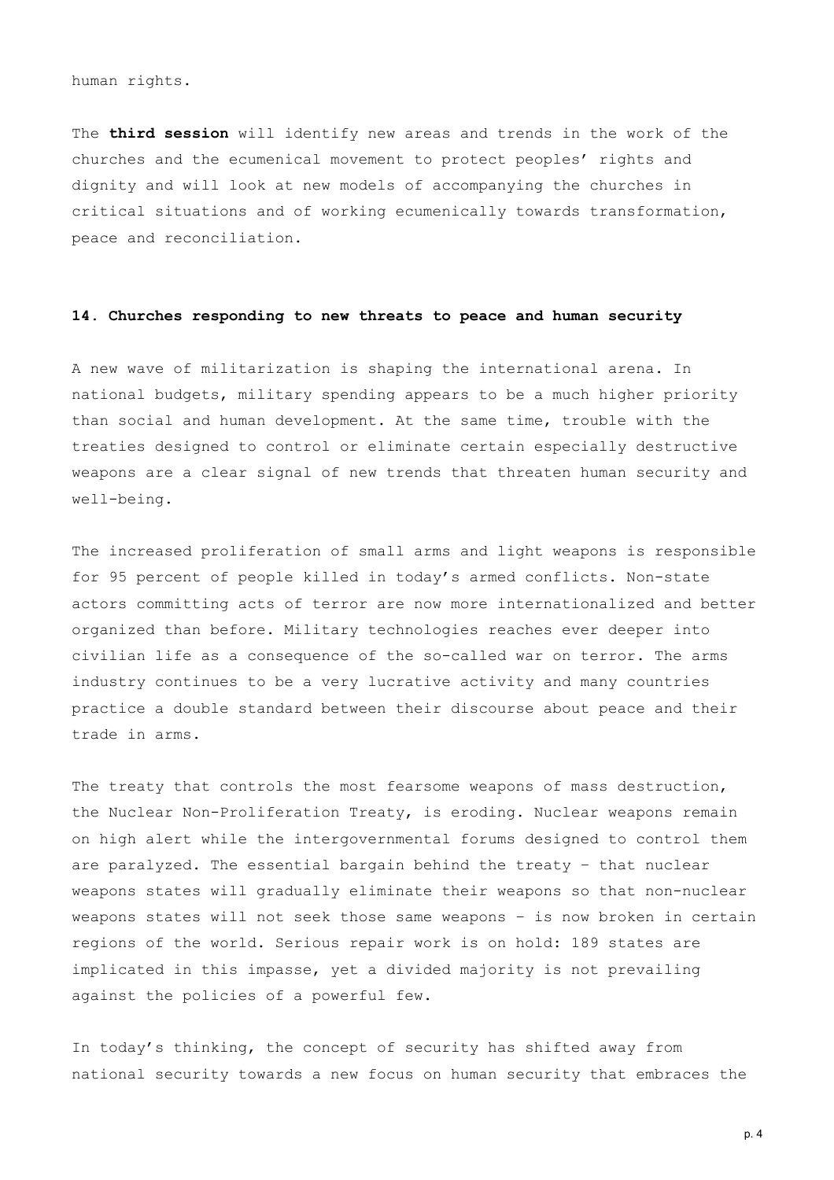human rights.

The **third session** will identify new areas and trends in the work of the churches and the ecumenical movement to protect peoples' rights and dignity and will look at new models of accompanying the churches in critical situations and of working ecumenically towards transformation, peace and reconciliation.

## 14. Churches responding to new threats to peace and human security

A new wave of militarization is shaping the international arena. In national budgets, military spending appears to be a much higher priority than social and human development. At the same time, trouble with the treaties designed to control or eliminate certain especially destructive weapons are a clear signal of new trends that threaten human security and well-being.

The increased proliferation of small arms and light weapons is responsible for 95 percent of people killed in today's armed conflicts. Non-state actors committing acts of terror are now more internationalized and better organized than before. Military technologies reaches ever deeper into civilian life as a consequence of the so-called war on terror. The arms industry continues to be a very lucrative activity and many countries practice a double standard between their discourse about peace and their trade in arms.

The treaty that controls the most fearsome weapons of mass destruction, the Nuclear Non-Proliferation Treaty, is eroding. Nuclear weapons remain on high alert while the intergovernmental forums designed to control them are paralyzed. The essential bargain behind the treaty – that nuclear weapons states will gradually eliminate their weapons so that non-nuclear weapons states will not seek those same weapons – is now broken in certain regions of the world. Serious repair work is on hold: 189 states are implicated in this impasse, yet a divided majority is not prevailing against the policies of a powerful few.

In today's thinking, the concept of security has shifted away from national security towards a new focus on human security that embraces the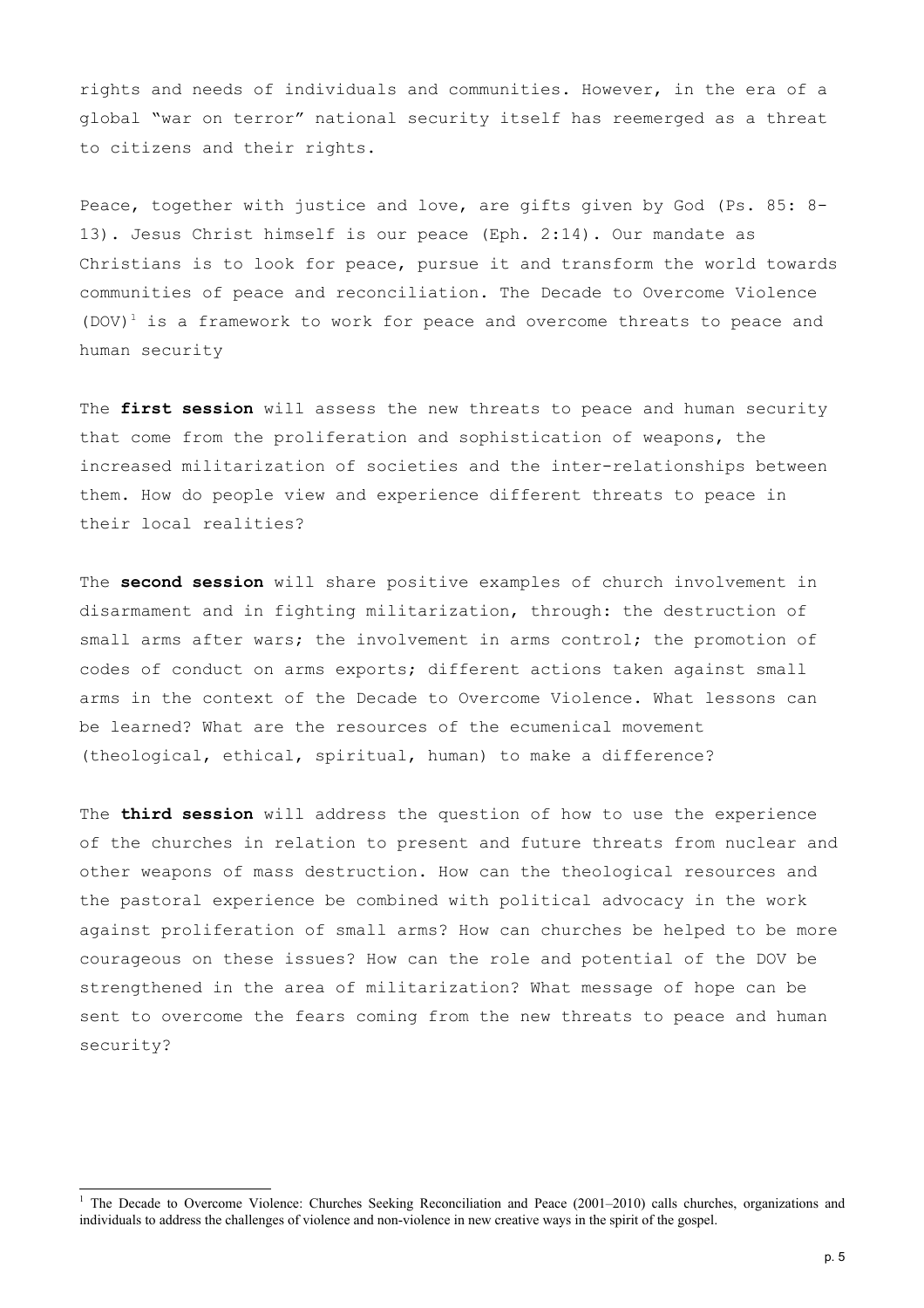rights and needs of individuals and communities. However, in the era of a global "war on terror" national security itself has reemerged as a threat to citizens and their rights.

Peace, together with justice and love, are gifts given by God (Ps. 85: 8-13). Jesus Christ himself is our peace (Eph. 2:14). Our mandate as Christians is to look for peace, pursue it and transform the world towards communities of peace and reconciliation. The Decade to Overcome Violence (DOV)[1] is a framework to work for peace and overcome threats to peace and human security

The **first session** will assess the new threats to peace and human security that come from the proliferation and sophistication of weapons, the increased militarization of societies and the inter-relationships between them. How do people view and experience different threats to peace in their local realities?

The **second session** will share positive examples of church involvement in disarmament and in fighting militarization, through: the destruction of small arms after wars; the involvement in arms control; the promotion of codes of conduct on arms exports; different actions taken against small arms in the context of the Decade to Overcome Violence. What lessons can be learned? What are the resources of the ecumenical movement (theological, ethical, spiritual, human) to make a difference?

The **third session** will address the question of how to use the experience of the churches in relation to present and future threats from nuclear and other weapons of mass destruction. How can the theological resources and the pastoral experience be combined with political advocacy in the work against proliferation of small arms? How can churches be helped to be more courageous on these issues? How can the role and potential of the DOV be strengthened in the area of militarization? What message of hope can be sent to overcome the fears coming from the new threats to peace and human security?

[1] The Decade to Overcome Violence: Churches Seeking Reconciliation and Peace (2001–2010) calls churches, organizations and individuals to address the challenges of violence and non-violence in new creative ways in the spirit of the gospel.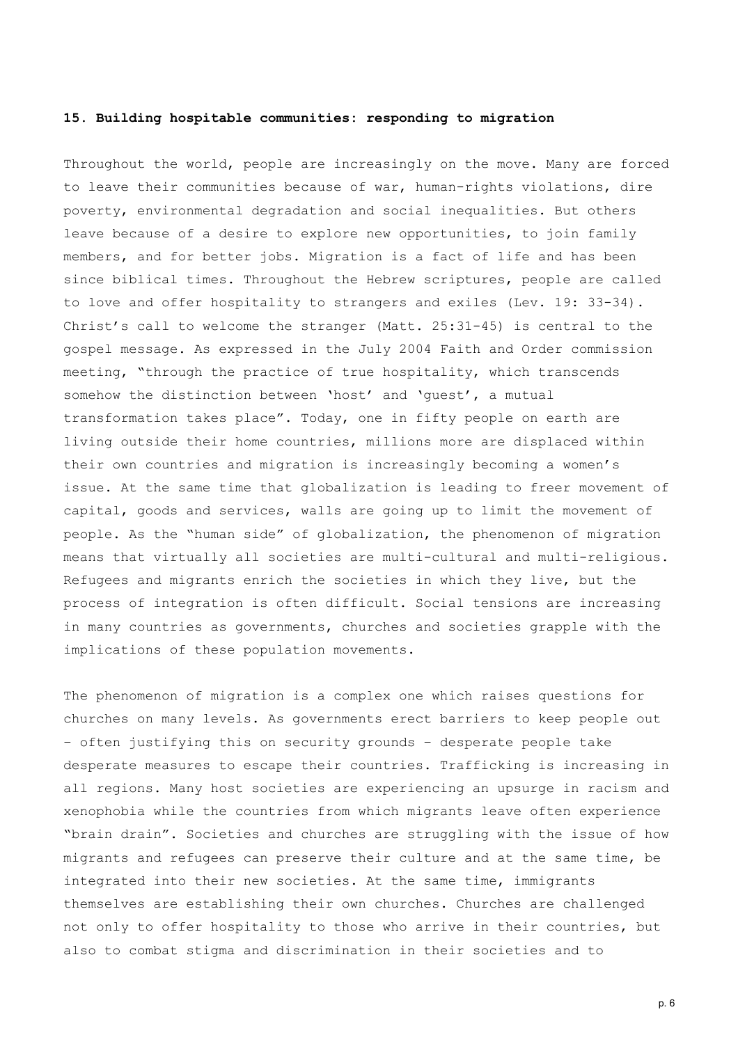**15. Building hospitable communities: responding to migration**

Throughout the world, people are increasingly on the move. Many are forced to leave their communities because of war, human-rights violations, dire poverty, environmental degradation and social inequalities. But others leave because of a desire to explore new opportunities, to join family members, and for better jobs. Migration is a fact of life and has been since biblical times. Throughout the Hebrew scriptures, people are called to love and offer hospitality to strangers and exiles (Lev. 19: 33-34). Christ's call to welcome the stranger (Matt. 25:31-45) is central to the gospel message. As expressed in the July 2004 Faith and Order commission meeting, "through the practice of true hospitality, which transcends somehow the distinction between 'host' and 'guest', a mutual transformation takes place". Today, one in fifty people on earth are living outside their home countries, millions more are displaced within their own countries and migration is increasingly becoming a women's issue. At the same time that globalization is leading to freer movement of capital, goods and services, walls are going up to limit the movement of people. As the "human side" of globalization, the phenomenon of migration means that virtually all societies are multi-cultural and multi-religious. Refugees and migrants enrich the societies in which they live, but the process of integration is often difficult. Social tensions are increasing in many countries as governments, churches and societies grapple with the implications of these population movements.

The phenomenon of migration is a complex one which raises questions for churches on many levels. As governments erect barriers to keep people out – often justifying this on security grounds – desperate people take desperate measures to escape their countries. Trafficking is increasing in all regions. Many host societies are experiencing an upsurge in racism and xenophobia while the countries from which migrants leave often experience "brain drain". Societies and churches are struggling with the issue of how migrants and refugees can preserve their culture and at the same time, be integrated into their new societies. At the same time, immigrants themselves are establishing their own churches. Churches are challenged not only to offer hospitality to those who arrive in their countries, but also to combat stigma and discrimination in their societies and to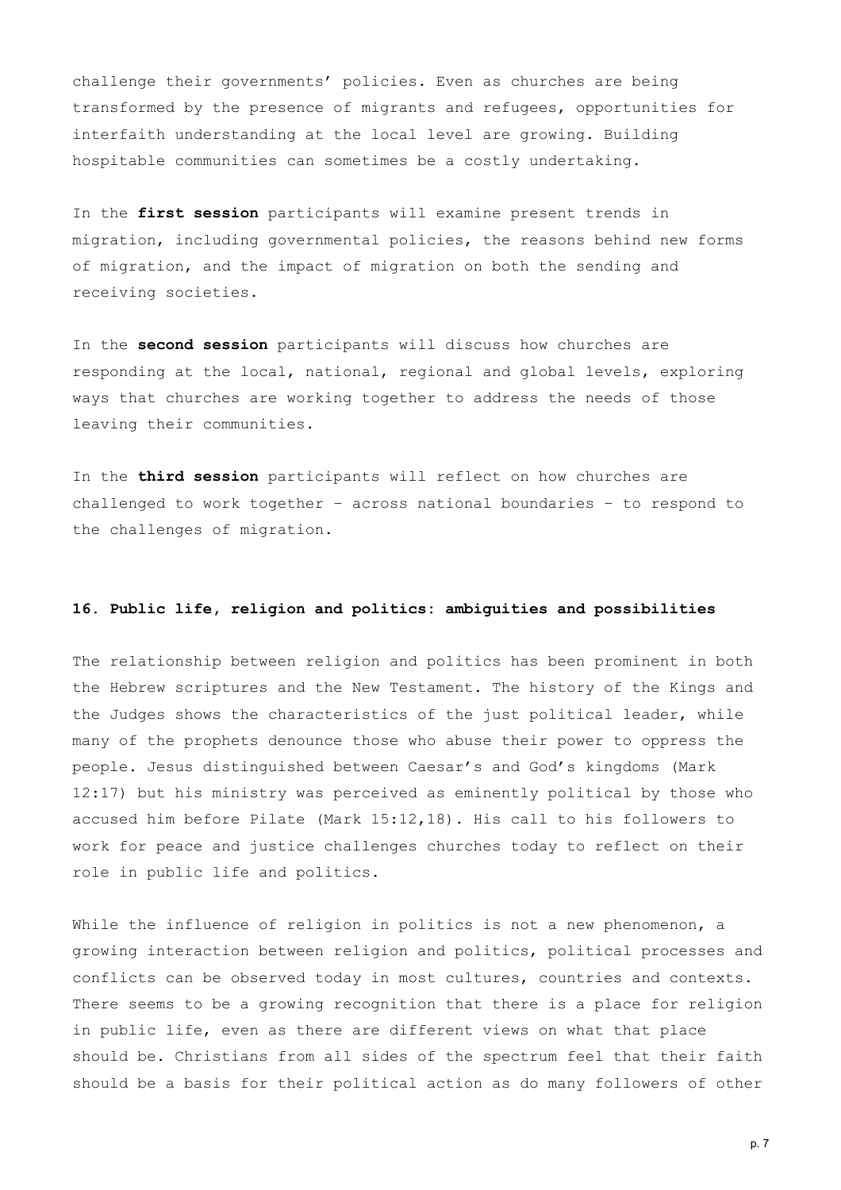challenge their governments' policies. Even as churches are being transformed by the presence of migrants and refugees, opportunities for interfaith understanding at the local level are growing. Building hospitable communities can sometimes be a costly undertaking.

In the **first session** participants will examine present trends in migration, including governmental policies, the reasons behind new forms of migration, and the impact of migration on both the sending and receiving societies.

In the **second session** participants will discuss how churches are responding at the local, national, regional and global levels, exploring ways that churches are working together to address the needs of those leaving their communities.

In the **third session** participants will reflect on how churches are challenged to work together – across national boundaries – to respond to the challenges of migration.

### 16. Public life, religion and politics: ambiguities and possibilities

The relationship between religion and politics has been prominent in both the Hebrew scriptures and the New Testament. The history of the Kings and the Judges shows the characteristics of the just political leader, while many of the prophets denounce those who abuse their power to oppress the people. Jesus distinguished between Caesar's and God's kingdoms (Mark 12:17) but his ministry was perceived as eminently political by those who accused him before Pilate (Mark 15:12,18). His call to his followers to work for peace and justice challenges churches today to reflect on their role in public life and politics.

While the influence of religion in politics is not a new phenomenon, a growing interaction between religion and politics, political processes and conflicts can be observed today in most cultures, countries and contexts. There seems to be a growing recognition that there is a place for religion in public life, even as there are different views on what that place should be. Christians from all sides of the spectrum feel that their faith should be a basis for their political action as do many followers of other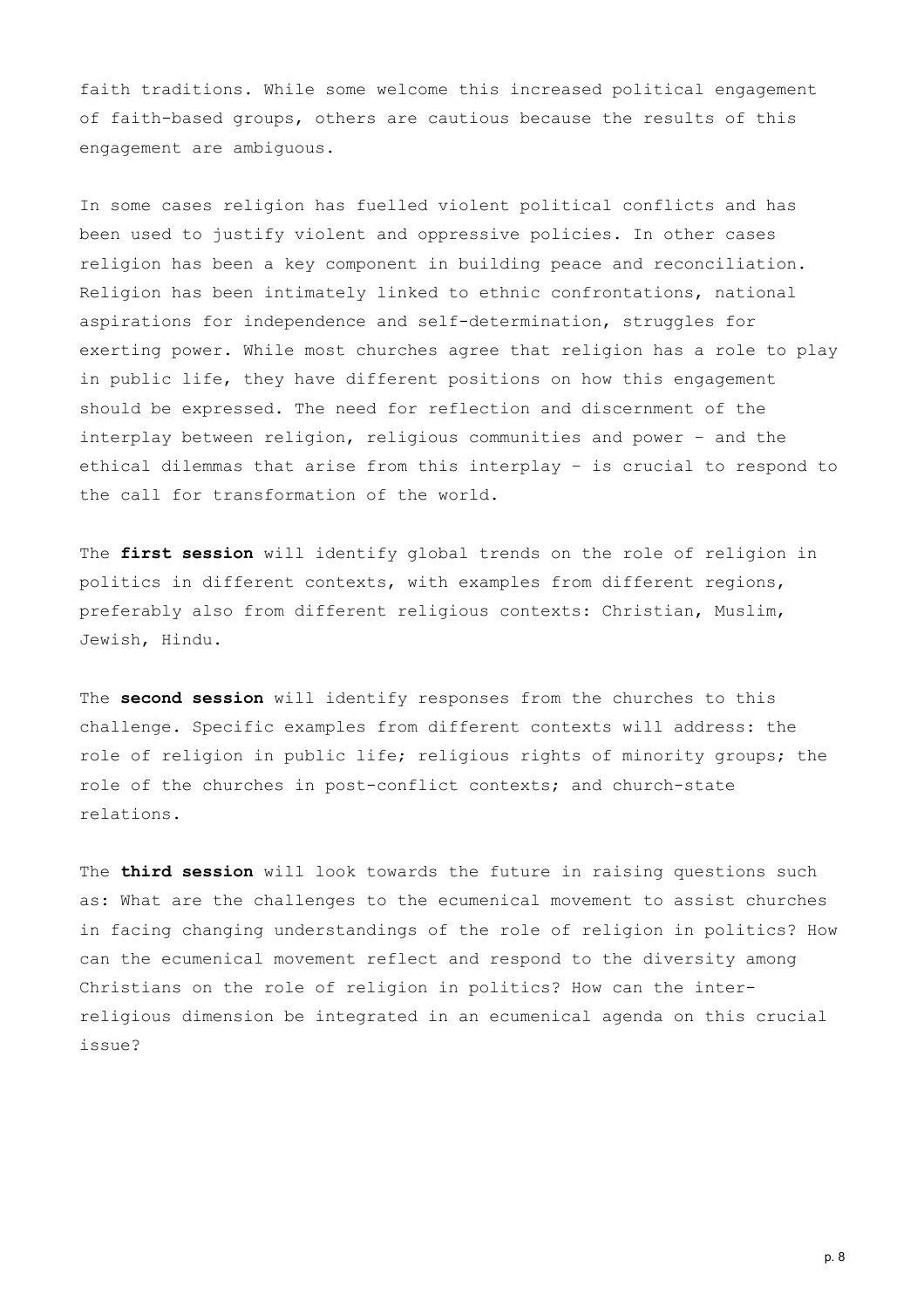faith traditions. While some welcome this increased political engagement of faith-based groups, others are cautious because the results of this engagement are ambiguous.

In some cases religion has fuelled violent political conflicts and has been used to justify violent and oppressive policies. In other cases religion has been a key component in building peace and reconciliation. Religion has been intimately linked to ethnic confrontations, national aspirations for independence and self-determination, struggles for exerting power. While most churches agree that religion has a role to play in public life, they have different positions on how this engagement should be expressed. The need for reflection and discernment of the interplay between religion, religious communities and power – and the ethical dilemmas that arise from this interplay – is crucial to respond to the call for transformation of the world.

The **first session** will identify global trends on the role of religion in politics in different contexts, with examples from different regions, preferably also from different religious contexts: Christian, Muslim, Jewish, Hindu.

The **second session** will identify responses from the churches to this challenge. Specific examples from different contexts will address: the role of religion in public life; religious rights of minority groups; the role of the churches in post-conflict contexts; and church-state relations.

The **third session** will look towards the future in raising questions such as: What are the challenges to the ecumenical movement to assist churches in facing changing understandings of the role of religion in politics? How can the ecumenical movement reflect and respond to the diversity among Christians on the role of religion in politics? How can the inter-religious dimension be integrated in an ecumenical agenda on this crucial issue?